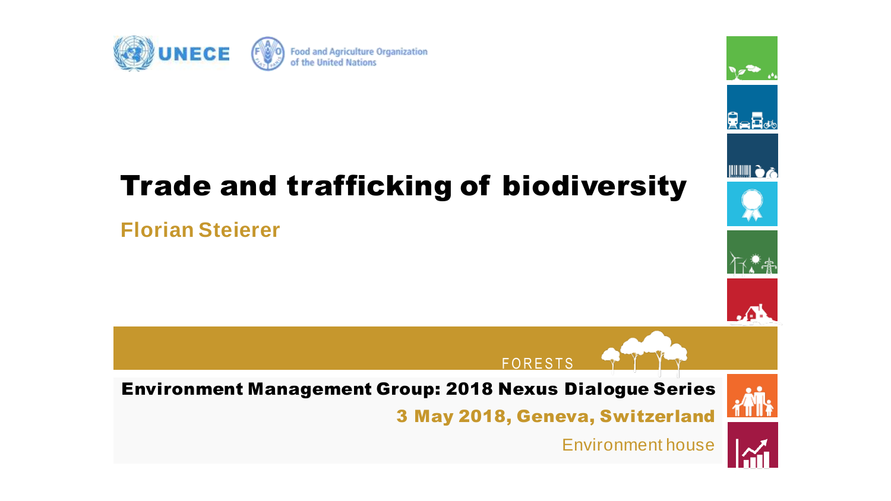UNECE

Food and Agriculture Organization of the United Nations

# Trade and trafficking of biodiversity

**Florian Steierer**

FORESTS

**Environment Management Group: 2018 Nexus Dialogue Series**

**3 May 2018, Geneva, Switzerland**

Environment house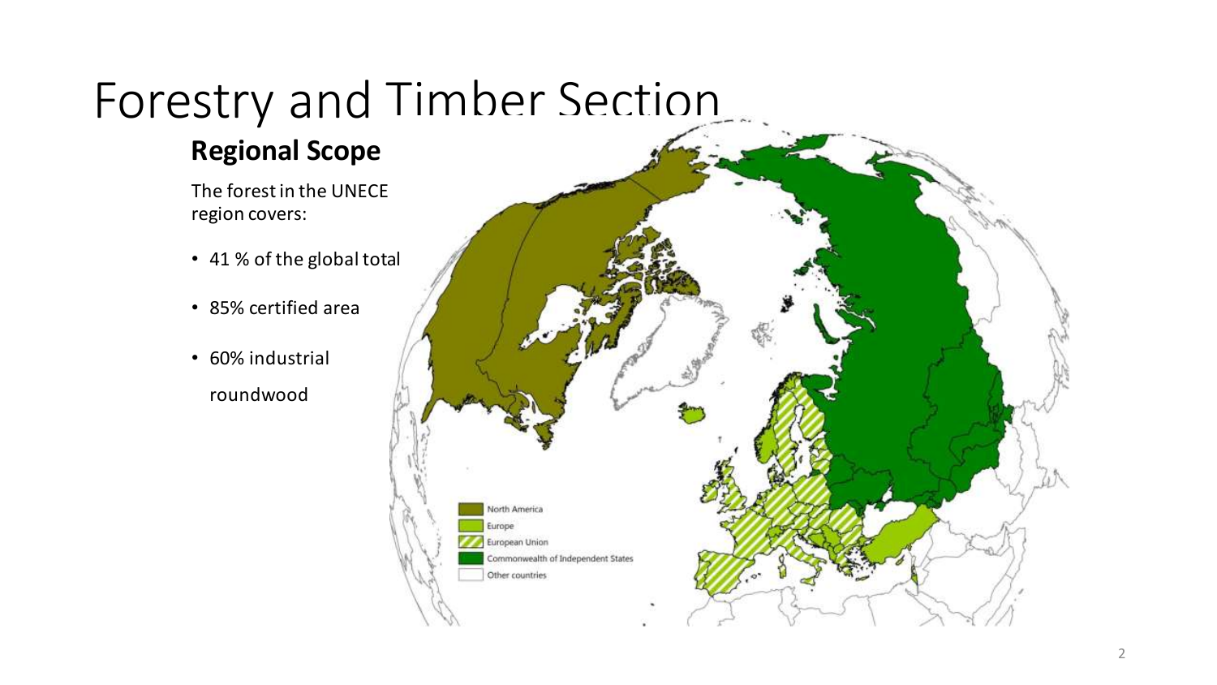# Forestry and Timber Section

## Regional Scope

The forest in the UNECE region covers:

- 41 % of the global total
- 85% certified area
- 60% industrial roundwood

North America
Europe
European Union
Commonwealth of Independent States
Other countries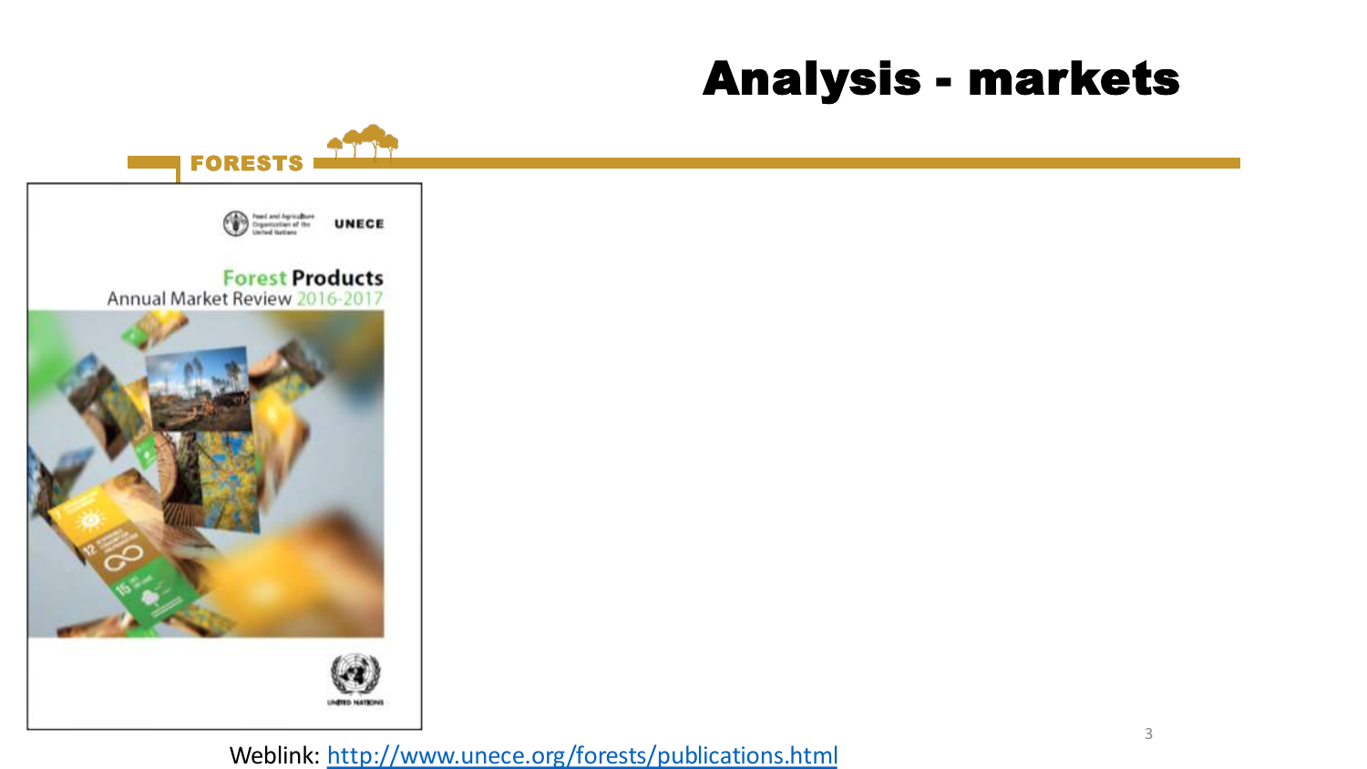# Analysis - markets

FORESTS

Food and Agriculture Organization of the United Nations

UNECE

Forest Products
Annual Market Review 2016-2017

UNITED NATIONS

Weblink: http://www.unece.org/forests/publications.html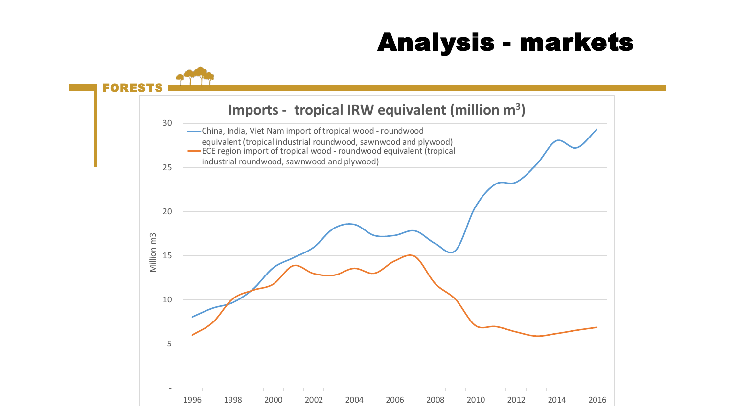# Analysis - markets

FORESTS

**Imports - tropical IRW equivalent (million m³)**

- China, India, Viet Nam import of tropical wood - roundwood equivalent (tropical industrial roundwood, sawnwood and plywood)
- ECE region import of tropical wood - roundwood equivalent (tropical industrial roundwood, sawnwood and plywood)

Million m3

Y-axis: -, 5, 10, 15, 20, 25, 30

X-axis: 1996, 1998, 2000, 2002, 2004, 2006, 2008, 2010, 2012, 2014, 2016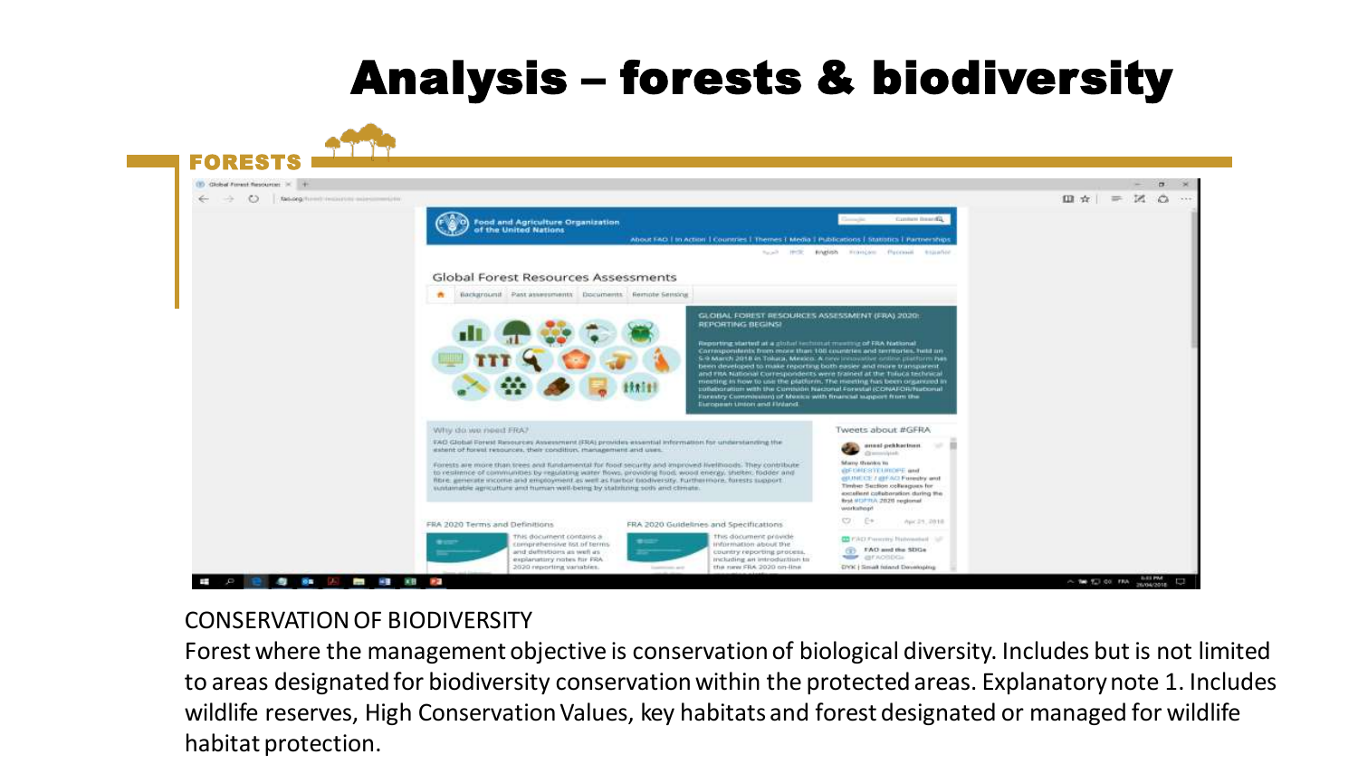# Analysis – forests & biodiversity

**FORESTS**

CONSERVATION OF BIODIVERSITY

Forest where the management objective is conservation of biological diversity. Includes but is not limited to areas designated for biodiversity conservation within the protected areas. Explanatory note 1. Includes wildlife reserves, High Conservation Values, key habitats and forest designated or managed for wildlife habitat protection.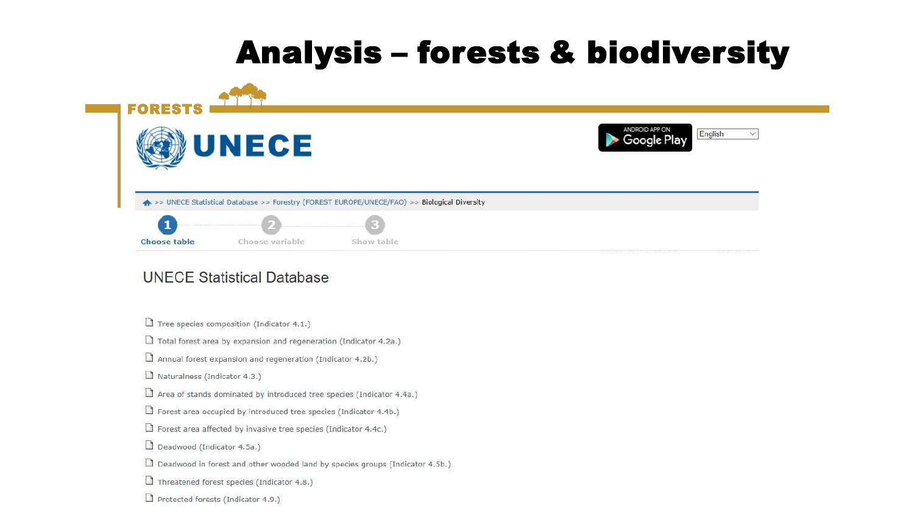# Analysis – forests & biodiversity

FORESTS

UNECE

ANDROID APP ON Google Play

English

>> UNECE Statistical Database >> Forestry (FOREST EUROPE/UNECE/FAO) >> Biological Diversity

1 Choose table — 2 Choose variable — 3 Show table

## UNECE Statistical Database

- Tree species composition (Indicator 4.1.)
- Total forest area by expansion and regeneration (Indicator 4.2a.)
- Annual forest expansion and regeneration (Indicator 4.2b.)
- Naturalness (Indicator 4.3.)
- Area of stands dominated by introduced tree species (Indicator 4.4a.)
- Forest area occupied by introduced tree species (Indicator 4.4b.)
- Forest area affected by invasive tree species (Indicator 4.4c.)
- Deadwood (Indicator 4.5a.)
- Deadwood in forest and other wooded land by species groups (Indicator 4.5b.)
- Threatened forest species (Indicator 4.8.)
- Protected forests (Indicator 4.9.)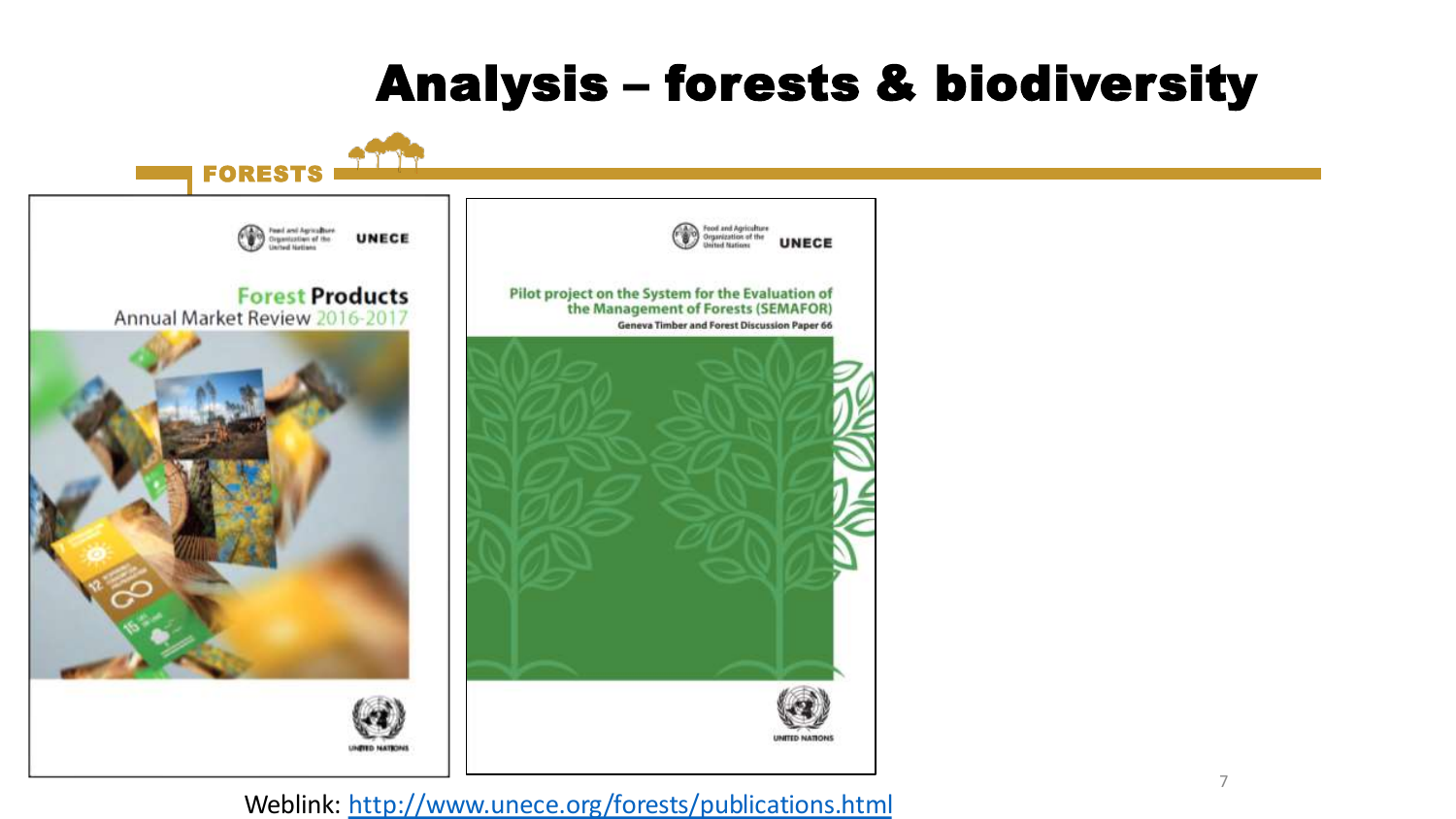# Analysis – forests & biodiversity

FORESTS

Food and Agriculture Organization of the United Nations UNECE

**Forest Products** Annual Market Review 2016-2017

UNITED NATIONS

Food and Agriculture Organization of the United Nations UNECE

**Pilot project on the System for the Evaluation of the Management of Forests (SEMAFOR)**

**Geneva Timber and Forest Discussion Paper 66**

UNITED NATIONS

Weblink: http://www.unece.org/forests/publications.html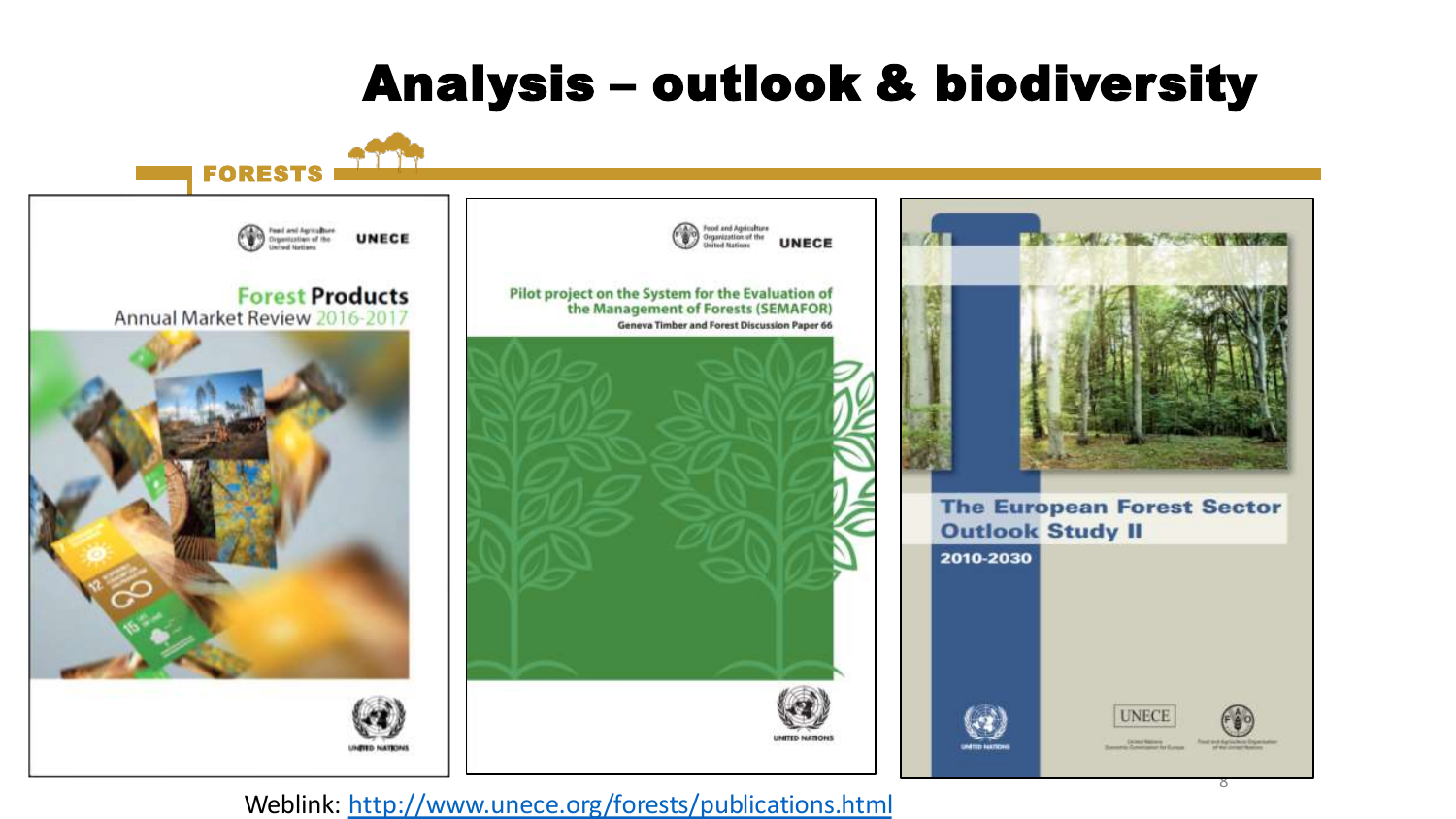# Analysis – outlook & biodiversity

FORESTS

Forest Products Annual Market Review 2016-2017

Pilot project on the System for the Evaluation of the Management of Forests (SEMAFOR)
Geneva Timber and Forest Discussion Paper 66

The European Forest Sector Outlook Study II
2010-2030

Weblink: http://www.unece.org/forests/publications.html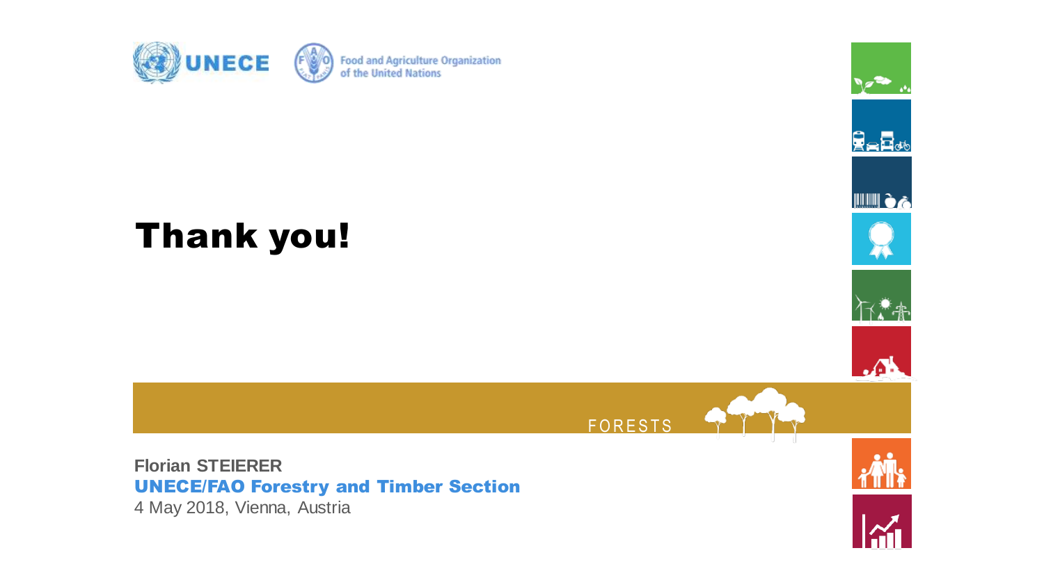UNECE

Food and Agriculture Organization of the United Nations

# Thank you!

FORESTS

**Florian STEIERER**

**UNECE/FAO Forestry and Timber Section**

4 May 2018, Vienna, Austria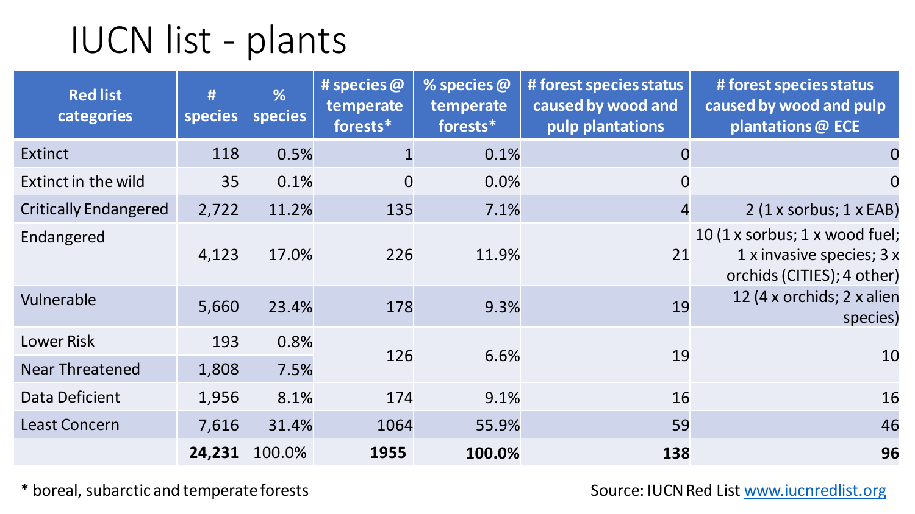# IUCN list - plants

| Red list categories | # species | % species | # species @ temperate forests* | % species @ temperate forests* | # forest species status caused by wood and pulp plantations | # forest species status caused by wood and pulp plantations @ ECE |
|---|---|---|---|---|---|---|
| Extinct | 118 | 0.5% | 1 | 0.1% | 0 | 0 |
| Extinct in the wild | 35 | 0.1% | 0 | 0.0% | 0 | 0 |
| Critically Endangered | 2,722 | 11.2% | 135 | 7.1% | 4 | 2 (1 x sorbus; 1 x EAB) |
| Endangered | 4,123 | 17.0% | 226 | 11.9% | 21 | 10 (1 x sorbus; 1 x wood fuel; 1 x invasive species; 3 x orchids (CITIES); 4 other) |
| Vulnerable | 5,660 | 23.4% | 178 | 9.3% | 19 | 12 (4 x orchids; 2 x alien species) |
| Lower Risk | 193 | 0.8% | 126 | 6.6% | 19 | 10 |
| Near Threatened | 1,808 | 7.5% | | | | |
| Data Deficient | 1,956 | 8.1% | 174 | 9.1% | 16 | 16 |
| Least Concern | 7,616 | 31.4% | 1064 | 55.9% | 59 | 46 |
| | **24,231** | 100.0% | **1955** | **100.0%** | **138** | **96** |

\* boreal, subarctic and temperate forests

Source: IUCN Red List www.iucnredlist.org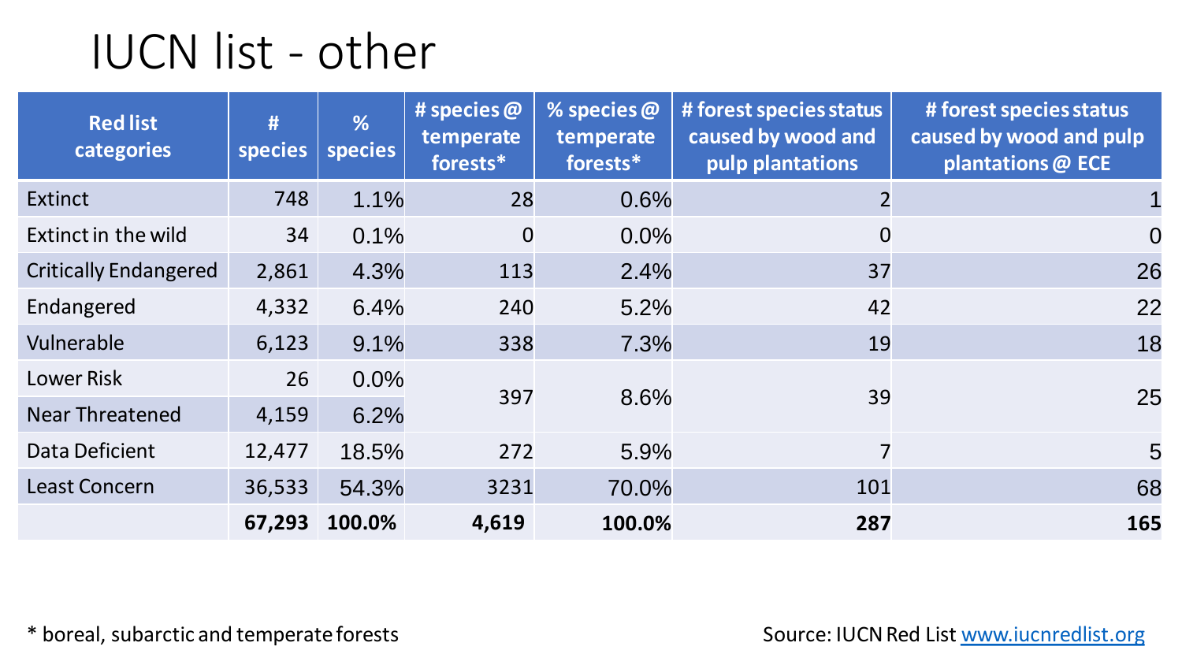# IUCN list - other

| Red list categories | # species | % species | # species @ temperate forests* | % species @ temperate forests* | # forest species status caused by wood and pulp plantations | # forest species status caused by wood and pulp plantations @ ECE |
|---|---|---|---|---|---|---|
| Extinct | 748 | 1.1% | 28 | 0.6% | 2 | 1 |
| Extinct in the wild | 34 | 0.1% | 0 | 0.0% | 0 | 0 |
| Critically Endangered | 2,861 | 4.3% | 113 | 2.4% | 37 | 26 |
| Endangered | 4,332 | 6.4% | 240 | 5.2% | 42 | 22 |
| Vulnerable | 6,123 | 9.1% | 338 | 7.3% | 19 | 18 |
| Lower Risk | 26 | 0.0% | 397 | 8.6% | 39 | 25 |
| Near Threatened | 4,159 | 6.2% | | | | |
| Data Deficient | 12,477 | 18.5% | 272 | 5.9% | 7 | 5 |
| Least Concern | 36,533 | 54.3% | 3231 | 70.0% | 101 | 68 |
| | **67,293** | **100.0%** | **4,619** | **100.0%** | **287** | **165** |

\* boreal, subarctic and temperate forests

Source: IUCN Red List www.iucnredlist.org